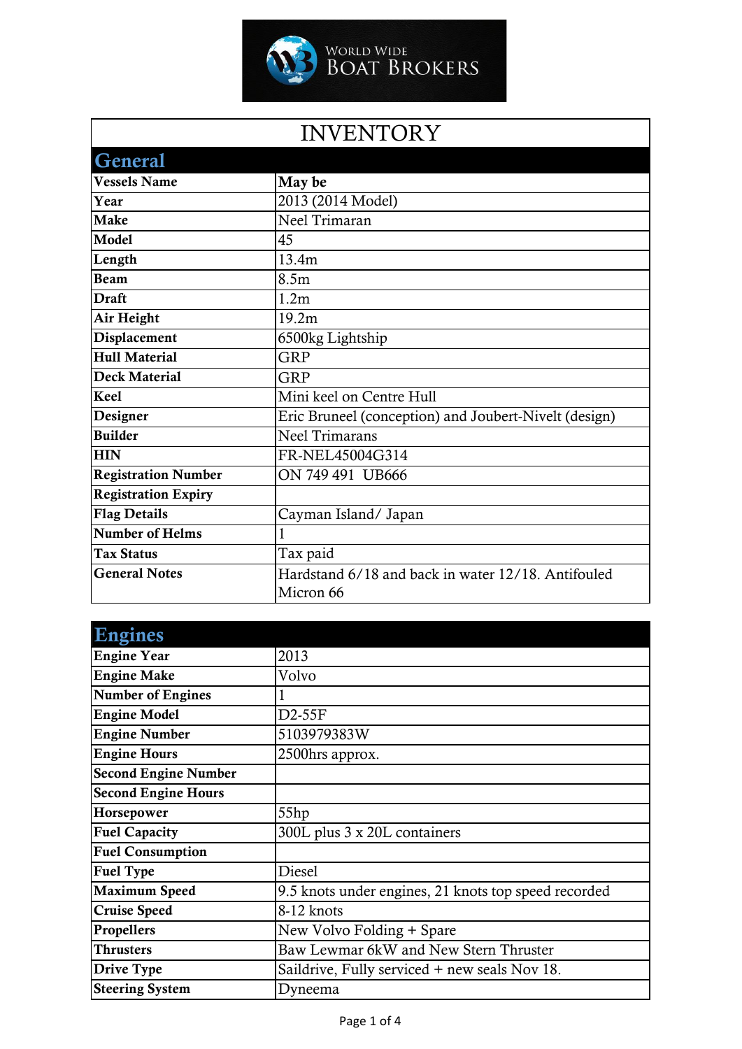World Wide Boat Brokers

# INVENTORY

## General

| | |
|---|---|
| **Vessels Name** | **May be** |
| **Year** | 2013 (2014 Model) |
| **Make** | Neel Trimaran |
| **Model** | 45 |
| **Length** | 13.4m |
| **Beam** | 8.5m |
| **Draft** | 1.2m |
| **Air Height** | 19.2m |
| **Displacement** | 6500kg Lightship |
| **Hull Material** | GRP |
| **Deck Material** | GRP |
| **Keel** | Mini keel on Centre Hull |
| **Designer** | Eric Bruneel (conception) and Joubert-Nivelt (design) |
| **Builder** | Neel Trimarans |
| **HIN** | FR-NEL45004G314 |
| **Registration Number** | ON 749 491 UB666 |
| **Registration Expiry** | |
| **Flag Details** | Cayman Island/ Japan |
| **Number of Helms** | 1 |
| **Tax Status** | Tax paid |
| **General Notes** | Hardstand 6/18 and back in water 12/18. Antifouled Micron 66 |

## Engines

| | |
|---|---|
| **Engine Year** | 2013 |
| **Engine Make** | Volvo |
| **Number of Engines** | 1 |
| **Engine Model** | D2-55F |
| **Engine Number** | 5103979383W |
| **Engine Hours** | 2500hrs approx. |
| **Second Engine Number** | |
| **Second Engine Hours** | |
| **Horsepower** | 55hp |
| **Fuel Capacity** | 300L plus 3 x 20L containers |
| **Fuel Consumption** | |
| **Fuel Type** | Diesel |
| **Maximum Speed** | 9.5 knots under engines, 21 knots top speed recorded |
| **Cruise Speed** | 8-12 knots |
| **Propellers** | New Volvo Folding + Spare |
| **Thrusters** | Baw Lewmar 6kW and New Stern Thruster |
| **Drive Type** | Saildrive, Fully serviced + new seals Nov 18. |
| **Steering System** | Dyneema |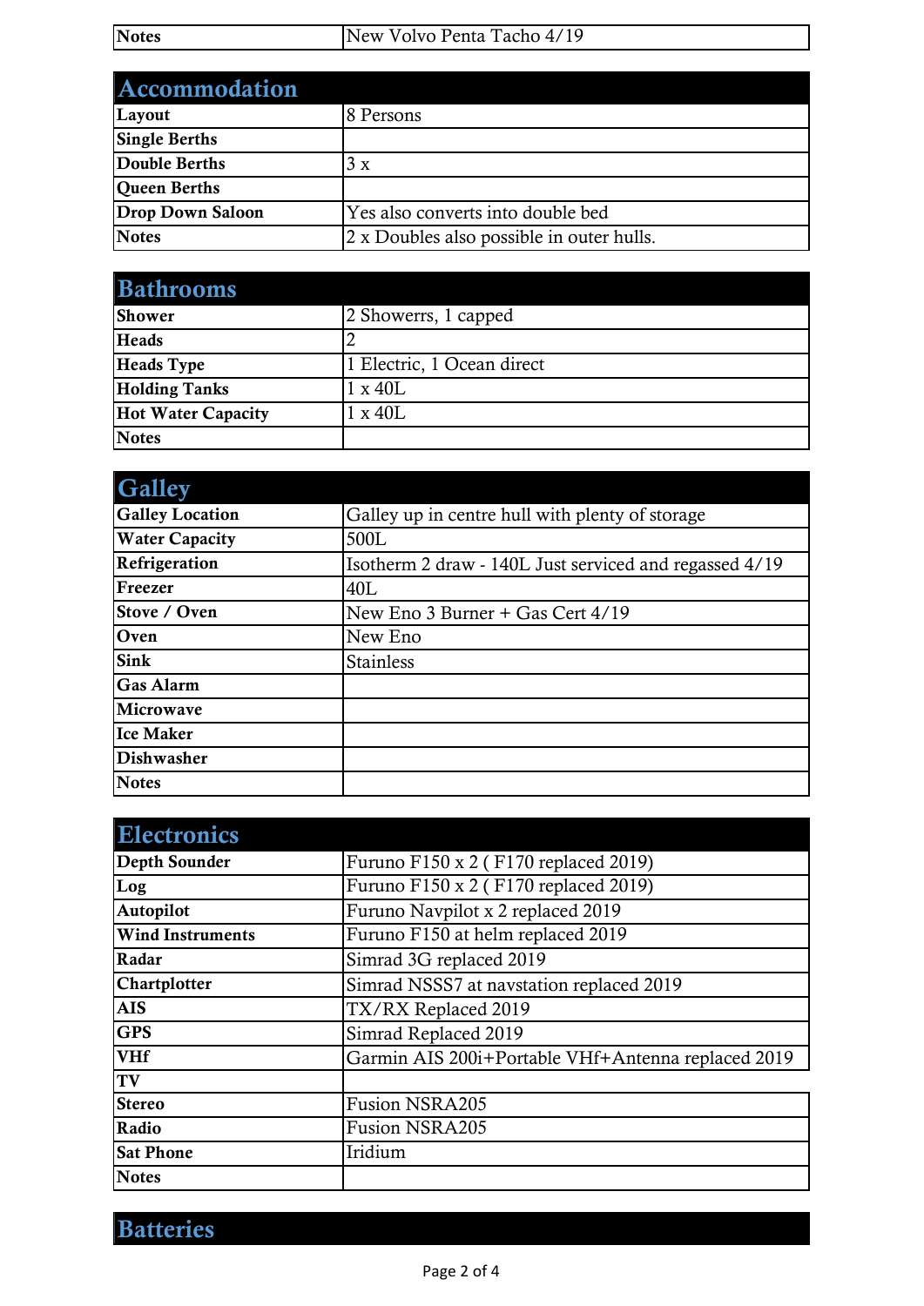| Notes | New Volvo Penta Tacho 4/19 |
|---|---|

## Accommodation

| | |
|---|---|
| Layout | 8 Persons |
| Single Berths | |
| Double Berths | 3 x |
| Queen Berths | |
| Drop Down Saloon | Yes also converts into double bed |
| Notes | 2 x Doubles also possible in outer hulls. |

## Bathrooms

| | |
|---|---|
| Shower | 2 Showerrs, 1 capped |
| Heads | 2 |
| Heads Type | 1 Electric, 1 Ocean direct |
| Holding Tanks | 1 x 40L |
| Hot Water Capacity | 1 x 40L |
| Notes | |

## Galley

| | |
|---|---|
| Galley Location | Galley up in centre hull with plenty of storage |
| Water Capacity | 500L |
| Refrigeration | Isotherm 2 draw - 140L Just serviced and regassed 4/19 |
| Freezer | 40L |
| Stove / Oven | New Eno 3 Burner + Gas Cert 4/19 |
| Oven | New Eno |
| Sink | Stainless |
| Gas Alarm | |
| Microwave | |
| Ice Maker | |
| Dishwasher | |
| Notes | |

## Electronics

| | |
|---|---|
| Depth Sounder | Furuno F150 x 2 ( F170 replaced 2019) |
| Log | Furuno F150 x 2 ( F170 replaced 2019) |
| Autopilot | Furuno Navpilot x 2 replaced 2019 |
| Wind Instruments | Furuno F150 at helm replaced 2019 |
| Radar | Simrad 3G replaced 2019 |
| Chartplotter | Simrad NSSS7 at navstation replaced 2019 |
| AIS | TX/RX Replaced 2019 |
| GPS | Simrad Replaced 2019 |
| VHf | Garmin AIS 200i+Portable VHf+Antenna replaced 2019 |
| TV | |
| Stereo | Fusion NSRA205 |
| Radio | Fusion NSRA205 |
| Sat Phone | Iridium |
| Notes | |

## Batteries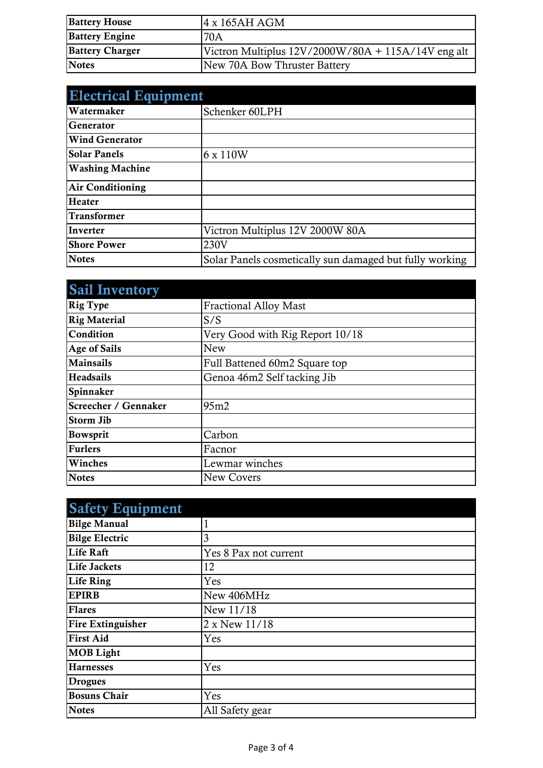| | |
|---|---|
| **Battery House** | 4 x 165AH AGM |
| **Battery Engine** | 70A |
| **Battery Charger** | Victron Multiplus 12V/2000W/80A + 115A/14V eng alt |
| **Notes** | New 70A Bow Thruster Battery |

## Electrical Equipment

| | |
|---|---|
| **Watermaker** | Schenker 60LPH |
| **Generator** | |
| **Wind Generator** | |
| **Solar Panels** | 6 x 110W |
| **Washing Machine** | |
| **Air Conditioning** | |
| **Heater** | |
| **Transformer** | |
| **Inverter** | Victron Multiplus 12V 2000W 80A |
| **Shore Power** | 230V |
| **Notes** | Solar Panels cosmetically sun damaged but fully working |

## Sail Inventory

| | |
|---|---|
| **Rig Type** | Fractional Alloy Mast |
| **Rig Material** | S/S |
| **Condition** | Very Good with Rig Report 10/18 |
| **Age of Sails** | New |
| **Mainsails** | Full Battened 60m2 Square top |
| **Headsails** | Genoa 46m2 Self tacking Jib |
| **Spinnaker** | |
| **Screecher / Gennaker** | 95m2 |
| **Storm Jib** | |
| **Bowsprit** | Carbon |
| **Furlers** | Facnor |
| **Winches** | Lewmar winches |
| **Notes** | New Covers |

## Safety Equipment

| | |
|---|---|
| **Bilge Manual** | 1 |
| **Bilge Electric** | 3 |
| **Life Raft** | Yes 8 Pax not current |
| **Life Jackets** | 12 |
| **Life Ring** | Yes |
| **EPIRB** | New 406MHz |
| **Flares** | New 11/18 |
| **Fire Extinguisher** | 2 x New 11/18 |
| **First Aid** | Yes |
| **MOB Light** | |
| **Harnesses** | Yes |
| **Drogues** | |
| **Bosuns Chair** | Yes |
| **Notes** | All Safety gear |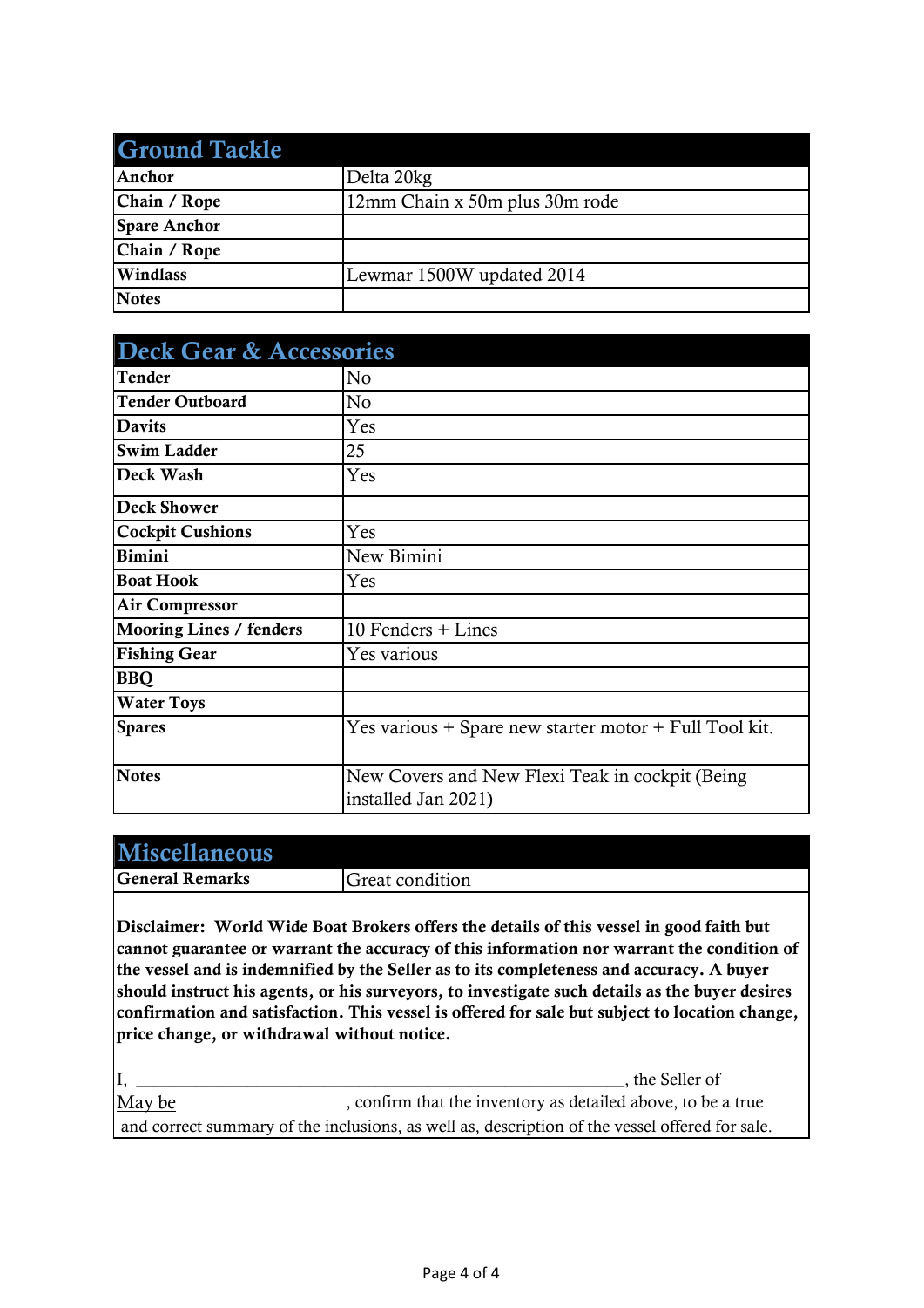## Ground Tackle

| | |
|---|---|
| **Anchor** | Delta 20kg |
| **Chain / Rope** | 12mm Chain x 50m plus 30m rode |
| **Spare Anchor** | |
| **Chain / Rope** | |
| **Windlass** | Lewmar 1500W updated 2014 |
| **Notes** | |

## Deck Gear & Accessories

| | |
|---|---|
| **Tender** | No |
| **Tender Outboard** | No |
| **Davits** | Yes |
| **Swim Ladder** | 25 |
| **Deck Wash** | Yes |
| **Deck Shower** | |
| **Cockpit Cushions** | Yes |
| **Bimini** | New Bimini |
| **Boat Hook** | Yes |
| **Air Compressor** | |
| **Mooring Lines / fenders** | 10 Fenders + Lines |
| **Fishing Gear** | Yes various |
| **BBQ** | |
| **Water Toys** | |
| **Spares** | Yes various + Spare new starter motor + Full Tool kit. |
| **Notes** | New Covers and New Flexi Teak in cockpit (Being installed Jan 2021) |

## Miscellaneous

| | |
|---|---|
| **General Remarks** | Great condition |

**Disclaimer: World Wide Boat Brokers offers the details of this vessel in good faith but cannot guarantee or warrant the accuracy of this information nor warrant the condition of the vessel and is indemnified by the Seller as to its completeness and accuracy. A buyer should instruct his agents, or his surveyors, to investigate such details as the buyer desires confirmation and satisfaction. This vessel is offered for sale but subject to location change, price change, or withdrawal without notice.**

I, ______________________________________________, the Seller of
May be , confirm that the inventory as detailed above, to be a true and correct summary of the inclusions, as well as, description of the vessel offered for sale.